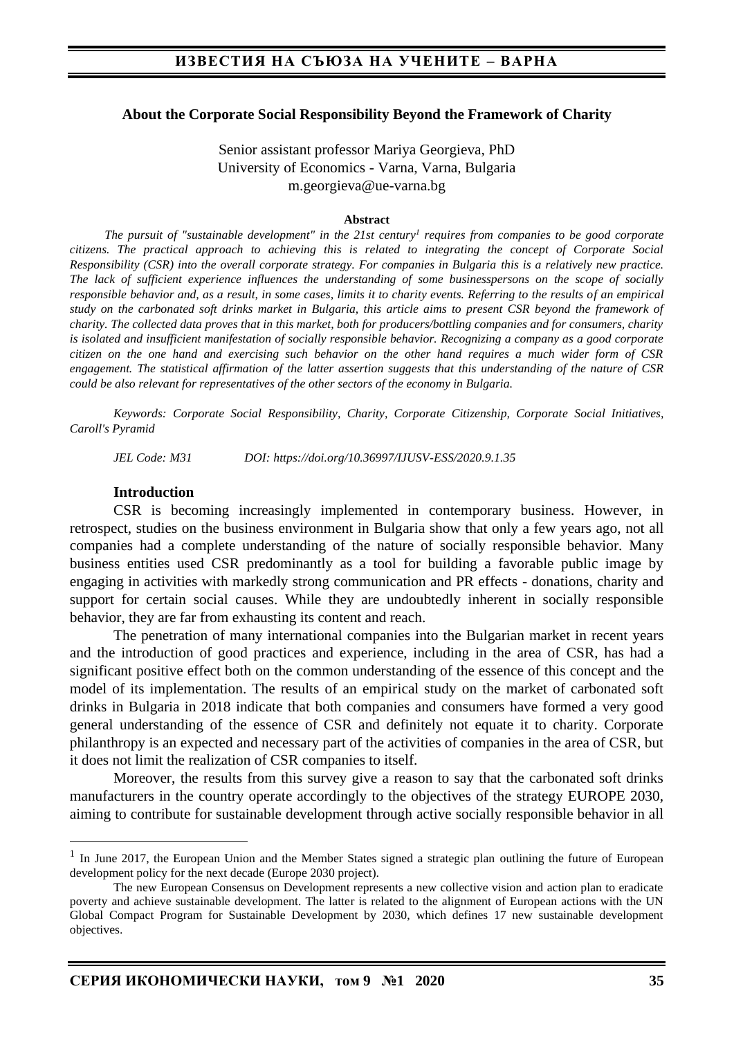## About the Corporate Social Responsibility Beyond the Framework of Charity

Senior assistant professor Mariya Georgieva, PhD
University of Economics - Varna, Varna, Bulgaria
m.georgieva@ue-varna.bg

**Abstract**

*The pursuit of "sustainable development" in the 21st century[1] requires from companies to be good corporate citizens. The practical approach to achieving this is related to integrating the concept of Corporate Social Responsibility (CSR) into the overall corporate strategy. For companies in Bulgaria this is a relatively new practice. The lack of sufficient experience influences the understanding of some businesspersons on the scope of socially responsible behavior and, as a result, in some cases, limits it to charity events. Referring to the results of an empirical study on the carbonated soft drinks market in Bulgaria, this article aims to present CSR beyond the framework of charity. The collected data proves that in this market, both for producers/bottling companies and for consumers, charity is isolated and insufficient manifestation of socially responsible behavior. Recognizing a company as a good corporate citizen on the one hand and exercising such behavior on the other hand requires a much wider form of CSR engagement. The statistical affirmation of the latter assertion suggests that this understanding of the nature of CSR could be also relevant for representatives of the other sectors of the economy in Bulgaria.*

*Keywords: Corporate Social Responsibility, Charity, Corporate Citizenship, Corporate Social Initiatives, Caroll's Pyramid*

*JEL Code: M31* *DOI: https://doi.org/10.36997/IJUSV-ESS/2020.9.1.35*

### Introduction

CSR is becoming increasingly implemented in contemporary business. However, in retrospect, studies on the business environment in Bulgaria show that only a few years ago, not all companies had a complete understanding of the nature of socially responsible behavior. Many business entities used CSR predominantly as a tool for building a favorable public image by engaging in activities with markedly strong communication and PR effects - donations, charity and support for certain social causes. While they are undoubtedly inherent in socially responsible behavior, they are far from exhausting its content and reach.

The penetration of many international companies into the Bulgarian market in recent years and the introduction of good practices and experience, including in the area of CSR, has had a significant positive effect both on the common understanding of the essence of this concept and the model of its implementation. The results of an empirical study on the market of carbonated soft drinks in Bulgaria in 2018 indicate that both companies and consumers have formed a very good general understanding of the essence of CSR and definitely not equate it to charity. Corporate philanthropy is an expected and necessary part of the activities of companies in the area of CSR, but it does not limit the realization of CSR companies to itself.

Moreover, the results from this survey give a reason to say that the carbonated soft drinks manufacturers in the country operate accordingly to the objectives of the strategy EUROPE 2030, aiming to contribute for sustainable development through active socially responsible behavior in all

---

[1] In June 2017, the European Union and the Member States signed a strategic plan outlining the future of European development policy for the next decade (Europe 2030 project).

The new European Consensus on Development represents a new collective vision and action plan to eradicate poverty and achieve sustainable development. The latter is related to the alignment of European actions with the UN Global Compact Program for Sustainable Development by 2030, which defines 17 new sustainable development objectives.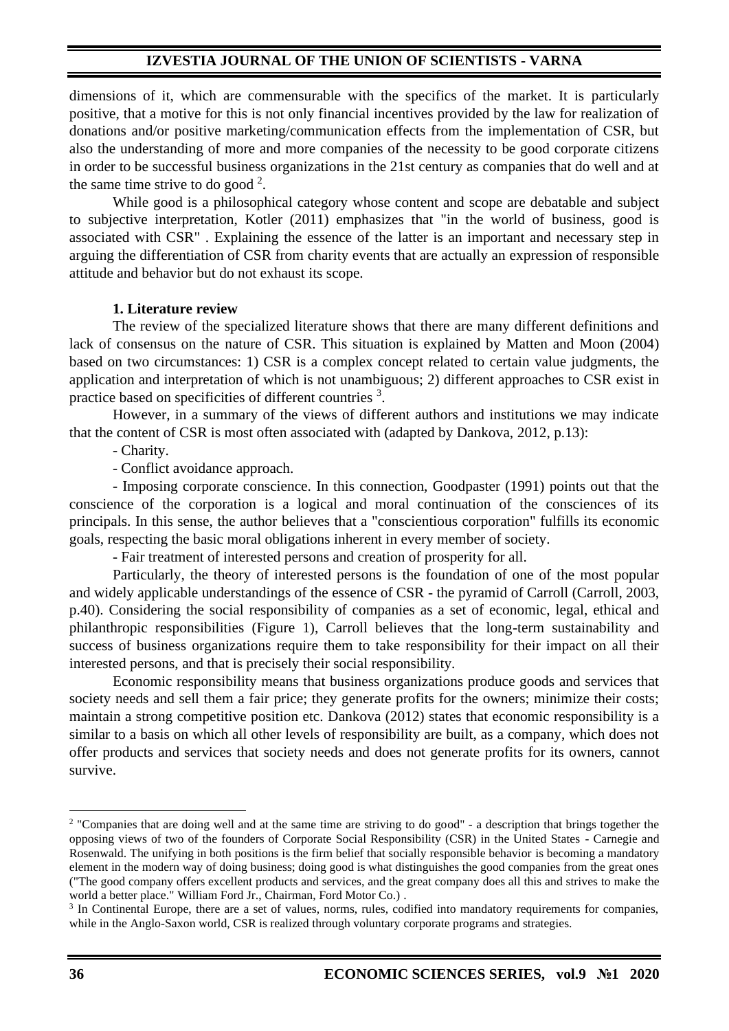dimensions of it, which are commensurable with the specifics of the market. It is particularly positive, that a motive for this is not only financial incentives provided by the law for realization of donations and/or positive marketing/communication effects from the implementation of CSR, but also the understanding of more and more companies of the necessity to be good corporate citizens in order to be successful business organizations in the 21st century as companies that do well and at the same time strive to do good [2].

While good is a philosophical category whose content and scope are debatable and subject to subjective interpretation, Kotler (2011) emphasizes that "in the world of business, good is associated with CSR" . Explaining the essence of the latter is an important and necessary step in arguing the differentiation of CSR from charity events that are actually an expression of responsible attitude and behavior but do not exhaust its scope.

## 1. Literature review

The review of the specialized literature shows that there are many different definitions and lack of consensus on the nature of CSR. This situation is explained by Matten and Moon (2004) based on two circumstances: 1) CSR is a complex concept related to certain value judgments, the application and interpretation of which is not unambiguous; 2) different approaches to CSR exist in practice based on specificities of different countries [3].

However, in a summary of the views of different authors and institutions we may indicate that the content of CSR is most often associated with (adapted by Dankova, 2012, p.13):

- Charity.
- Conflict avoidance approach.
- Imposing corporate conscience. In this connection, Goodpaster (1991) points out that the conscience of the corporation is a logical and moral continuation of the consciences of its principals. In this sense, the author believes that a "conscientious corporation" fulfills its economic goals, respecting the basic moral obligations inherent in every member of society.
- Fair treatment of interested persons and creation of prosperity for all.

Particularly, the theory of interested persons is the foundation of one of the most popular and widely applicable understandings of the essence of CSR - the pyramid of Carroll (Carroll, 2003, p.40). Considering the social responsibility of companies as a set of economic, legal, ethical and philanthropic responsibilities (Figure 1), Carroll believes that the long-term sustainability and success of business organizations require them to take responsibility for their impact on all their interested persons, and that is precisely their social responsibility.

Economic responsibility means that business organizations produce goods and services that society needs and sell them a fair price; they generate profits for the owners; minimize their costs; maintain a strong competitive position etc. Dankova (2012) states that economic responsibility is a similar to a basis on which all other levels of responsibility are built, as a company, which does not offer products and services that society needs and does not generate profits for its owners, cannot survive.

---

[2] "Companies that are doing well and at the same time are striving to do good" - a description that brings together the opposing views of two of the founders of Corporate Social Responsibility (CSR) in the United States - Carnegie and Rosenwald. The unifying in both positions is the firm belief that socially responsible behavior is becoming a mandatory element in the modern way of doing business; doing good is what distinguishes the good companies from the great ones ("The good company offers excellent products and services, and the great company does all this and strives to make the world a better place." William Ford Jr., Chairman, Ford Motor Co.) .

[3] In Continental Europe, there are a set of values, norms, rules, codified into mandatory requirements for companies, while in the Anglo-Saxon world, CSR is realized through voluntary corporate programs and strategies.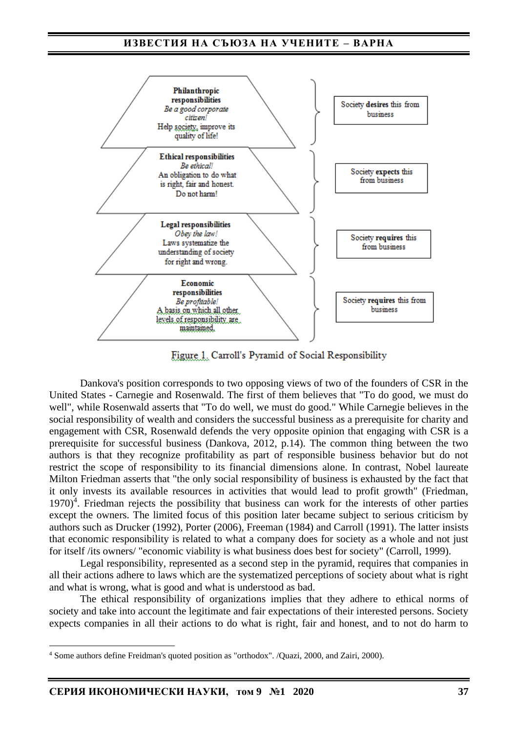Philanthropic responsibilities
*Be a good corporate citizen!*
Help society, improve its quality of life!

Society **desires** this from business

Ethical responsibilities
*Be ethical!*
An obligation to do what is right, fair and honest.
Do not harm!

Society **expects** this from business

Legal responsibilities
*Obey the law!*
Laws systematize the understanding of society for right and wrong.

Society **requires** this from business

Economic responsibilities
*Be profitable!*
A basis on which all other levels of responsibility are maintained.

Society **requires** this from business

Figure 1. Carroll's Pyramid of Social Responsibility

Dankova's position corresponds to two opposing views of two of the founders of CSR in the United States - Carnegie and Rosenwald. The first of them believes that "To do good, we must do well", while Rosenwald asserts that "To do well, we must do good." While Carnegie believes in the social responsibility of wealth and considers the successful business as a prerequisite for charity and engagement with CSR, Rosenwald defends the very opposite opinion that engaging with CSR is a prerequisite for successful business (Dankova, 2012, p.14). The common thing between the two authors is that they recognize profitability as part of responsible business behavior but do not restrict the scope of responsibility to its financial dimensions alone. In contrast, Nobel laureate Milton Friedman asserts that "the only social responsibility of business is exhausted by the fact that it only invests its available resources in activities that would lead to profit growth" (Friedman, 1970)[4]. Friedman rejects the possibility that business can work for the interests of other parties except the owners. The limited focus of this position later became subject to serious criticism by authors such as Drucker (1992), Porter (2006), Freeman (1984) and Carroll (1991). The latter insists that economic responsibility is related to what a company does for society as a whole and not just for itself /its owners/ "economic viability is what business does best for society" (Carroll, 1999).

Legal responsibility, represented as a second step in the pyramid, requires that companies in all their actions adhere to laws which are the systematized perceptions of society about what is right and what is wrong, what is good and what is understood as bad.

The ethical responsibility of organizations implies that they adhere to ethical norms of society and take into account the legitimate and fair expectations of their interested persons. Society expects companies in all their actions to do what is right, fair and honest, and to not do harm to

[4] Some authors define Freidman's quoted position as "orthodox". /Quazi, 2000, and Zairi, 2000).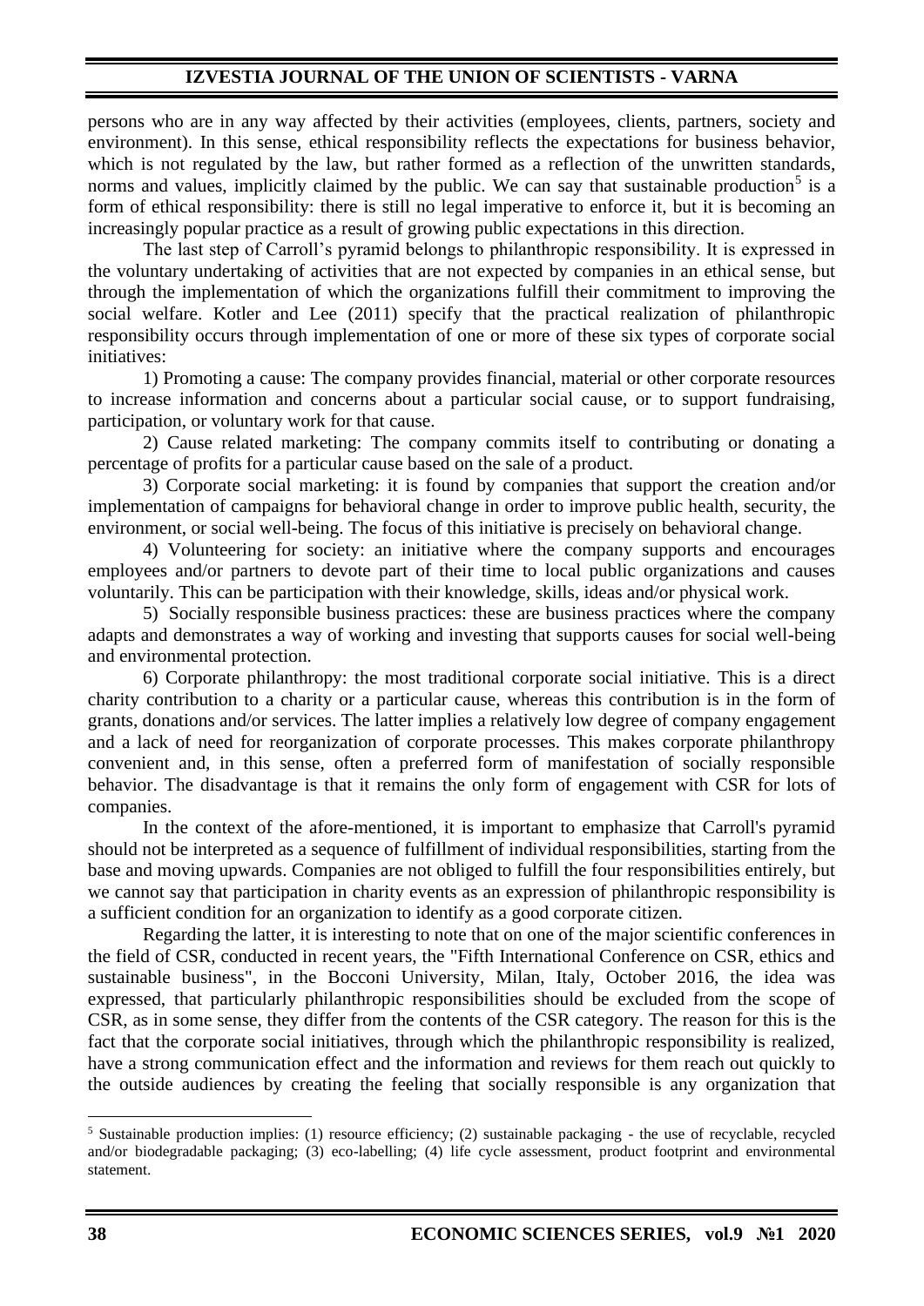persons who are in any way affected by their activities (employees, clients, partners, society and environment). In this sense, ethical responsibility reflects the expectations for business behavior, which is not regulated by the law, but rather formed as a reflection of the unwritten standards, norms and values, implicitly claimed by the public. We can say that sustainable production[5] is a form of ethical responsibility: there is still no legal imperative to enforce it, but it is becoming an increasingly popular practice as a result of growing public expectations in this direction.

The last step of Carroll's pyramid belongs to philanthropic responsibility. It is expressed in the voluntary undertaking of activities that are not expected by companies in an ethical sense, but through the implementation of which the organizations fulfill their commitment to improving the social welfare. Kotler and Lee (2011) specify that the practical realization of philanthropic responsibility occurs through implementation of one or more of these six types of corporate social initiatives:

1) Promoting a cause: The company provides financial, material or other corporate resources to increase information and concerns about a particular social cause, or to support fundraising, participation, or voluntary work for that cause.

2) Cause related marketing: The company commits itself to contributing or donating a percentage of profits for a particular cause based on the sale of a product.

3) Corporate social marketing: it is found by companies that support the creation and/or implementation of campaigns for behavioral change in order to improve public health, security, the environment, or social well-being. The focus of this initiative is precisely on behavioral change.

4) Volunteering for society: an initiative where the company supports and encourages employees and/or partners to devote part of their time to local public organizations and causes voluntarily. This can be participation with their knowledge, skills, ideas and/or physical work.

5) Socially responsible business practices: these are business practices where the company adapts and demonstrates a way of working and investing that supports causes for social well-being and environmental protection.

6) Corporate philanthropy: the most traditional corporate social initiative. This is a direct charity contribution to a charity or a particular cause, whereas this contribution is in the form of grants, donations and/or services. The latter implies a relatively low degree of company engagement and a lack of need for reorganization of corporate processes. This makes corporate philanthropy convenient and, in this sense, often a preferred form of manifestation of socially responsible behavior. The disadvantage is that it remains the only form of engagement with CSR for lots of companies.

In the context of the afore-mentioned, it is important to emphasize that Carroll's pyramid should not be interpreted as a sequence of fulfillment of individual responsibilities, starting from the base and moving upwards. Companies are not obliged to fulfill the four responsibilities entirely, but we cannot say that participation in charity events as an expression of philanthropic responsibility is a sufficient condition for an organization to identify as a good corporate citizen.

Regarding the latter, it is interesting to note that on one of the major scientific conferences in the field of CSR, conducted in recent years, the "Fifth International Conference on CSR, ethics and sustainable business", in the Bocconi University, Milan, Italy, October 2016, the idea was expressed, that particularly philanthropic responsibilities should be excluded from the scope of CSR, as in some sense, they differ from the contents of the CSR category. The reason for this is the fact that the corporate social initiatives, through which the philanthropic responsibility is realized, have a strong communication effect and the information and reviews for them reach out quickly to the outside audiences by creating the feeling that socially responsible is any organization that

---

[5] Sustainable production implies: (1) resource efficiency; (2) sustainable packaging - the use of recyclable, recycled and/or biodegradable packaging; (3) eco-labelling; (4) life cycle assessment, product footprint and environmental statement.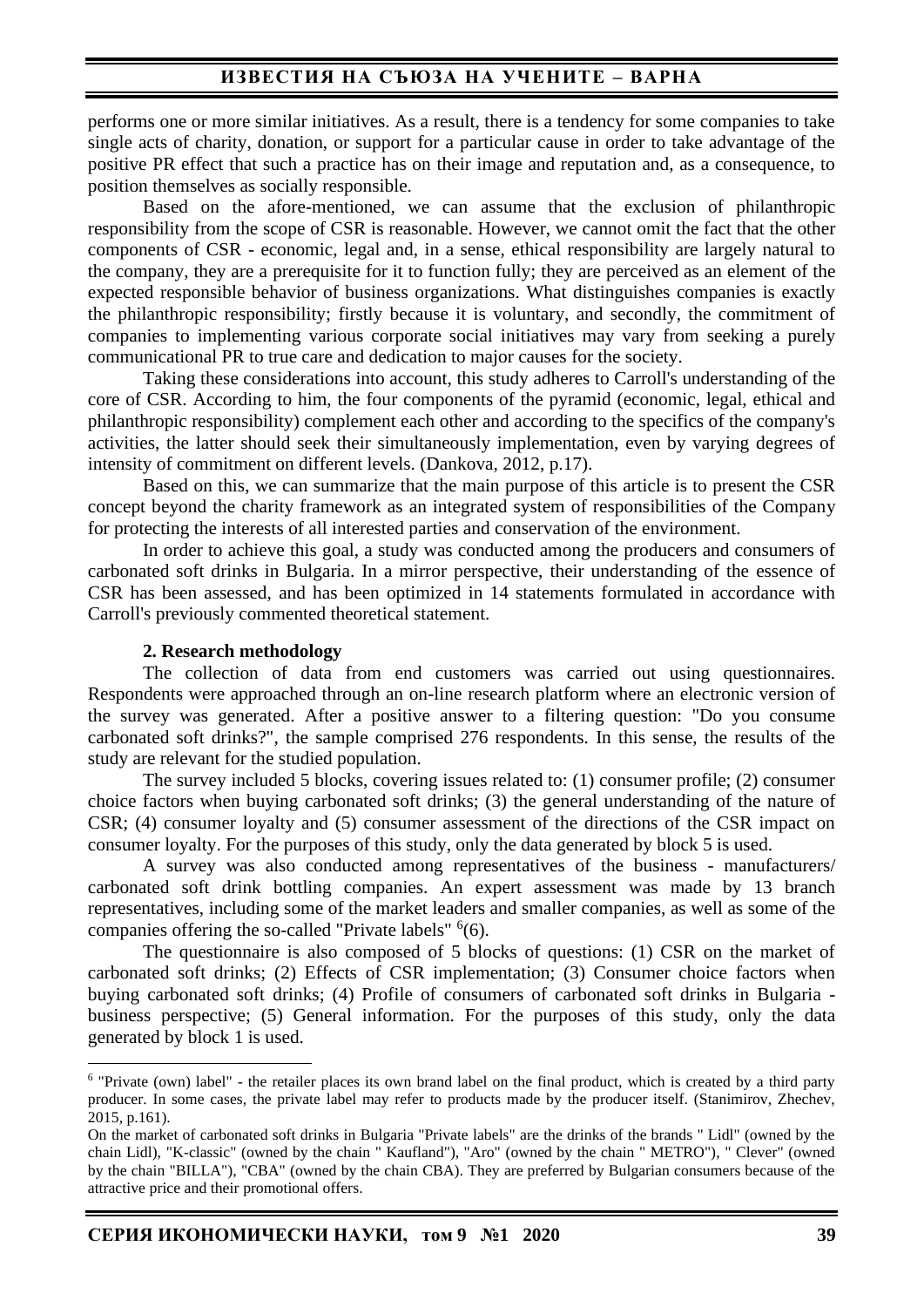performs one or more similar initiatives. As a result, there is a tendency for some companies to take single acts of charity, donation, or support for a particular cause in order to take advantage of the positive PR effect that such a practice has on their image and reputation and, as a consequence, to position themselves as socially responsible.

Based on the afore-mentioned, we can assume that the exclusion of philanthropic responsibility from the scope of CSR is reasonable. However, we cannot omit the fact that the other components of CSR - economic, legal and, in a sense, ethical responsibility are largely natural to the company, they are a prerequisite for it to function fully; they are perceived as an element of the expected responsible behavior of business organizations. What distinguishes companies is exactly the philanthropic responsibility; firstly because it is voluntary, and secondly, the commitment of companies to implementing various corporate social initiatives may vary from seeking a purely communicational PR to true care and dedication to major causes for the society.

Taking these considerations into account, this study adheres to Carroll's understanding of the core of CSR. According to him, the four components of the pyramid (economic, legal, ethical and philanthropic responsibility) complement each other and according to the specifics of the company's activities, the latter should seek their simultaneously implementation, even by varying degrees of intensity of commitment on different levels. (Dankova, 2012, p.17).

Based on this, we can summarize that the main purpose of this article is to present the CSR concept beyond the charity framework as an integrated system of responsibilities of the Company for protecting the interests of all interested parties and conservation of the environment.

In order to achieve this goal, a study was conducted among the producers and consumers of carbonated soft drinks in Bulgaria. In a mirror perspective, their understanding of the essence of CSR has been assessed, and has been optimized in 14 statements formulated in accordance with Carroll's previously commented theoretical statement.

## 2. Research methodology

The collection of data from end customers was carried out using questionnaires. Respondents were approached through an on-line research platform where an electronic version of the survey was generated. After a positive answer to a filtering question: "Do you consume carbonated soft drinks?", the sample comprised 276 respondents. In this sense, the results of the study are relevant for the studied population.

The survey included 5 blocks, covering issues related to: (1) consumer profile; (2) consumer choice factors when buying carbonated soft drinks; (3) the general understanding of the nature of CSR; (4) consumer loyalty and (5) consumer assessment of the directions of the CSR impact on consumer loyalty. For the purposes of this study, only the data generated by block 5 is used.

A survey was also conducted among representatives of the business - manufacturers/ carbonated soft drink bottling companies. An expert assessment was made by 13 branch representatives, including some of the market leaders and smaller companies, as well as some of the companies offering the so-called "Private labels" [6](6).

The questionnaire is also composed of 5 blocks of questions: (1) CSR on the market of carbonated soft drinks; (2) Effects of CSR implementation; (3) Consumer choice factors when buying carbonated soft drinks; (4) Profile of consumers of carbonated soft drinks in Bulgaria - business perspective; (5) General information. For the purposes of this study, only the data generated by block 1 is used.

---

[6] "Private (own) label" - the retailer places its own brand label on the final product, which is created by a third party producer. In some cases, the private label may refer to products made by the producer itself. (Stanimirov, Zhechev, 2015, p.161).

On the market of carbonated soft drinks in Bulgaria "Private labels" are the drinks of the brands " Lidl" (owned by the chain Lidl), "K-classic" (owned by the chain " Kaufland"), "Aro" (owned by the chain " METRO"), " Clever" (owned by the chain "BILLA"), "CBA" (owned by the chain CBA). They are preferred by Bulgarian consumers because of the attractive price and their promotional offers.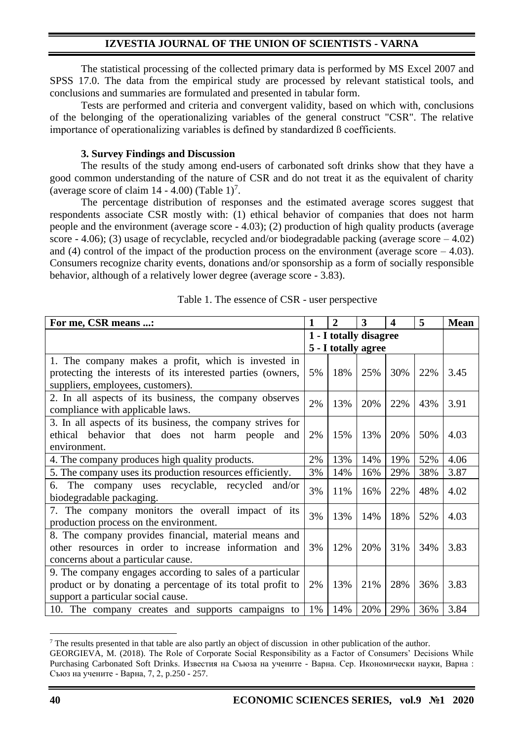The statistical processing of the collected primary data is performed by MS Excel 2007 and SPSS 17.0. The data from the empirical study are processed by relevant statistical tools, and conclusions and summaries are formulated and presented in tabular form.

Tests are performed and criteria and convergent validity, based on which with, conclusions of the belonging of the operationalizing variables of the general construct "CSR". The relative importance of operationalizing variables is defined by standardized ß coefficients.

### 3. Survey Findings and Discussion

The results of the study among end-users of carbonated soft drinks show that they have a good common understanding of the nature of CSR and do not treat it as the equivalent of charity (average score of claim 14 - 4.00) (Table 1)[7].

The percentage distribution of responses and the estimated average scores suggest that respondents associate CSR mostly with: (1) ethical behavior of companies that does not harm people and the environment (average score - 4.03); (2) production of high quality products (average score - 4.06); (3) usage of recyclable, recycled and/or biodegradable packing (average score – 4.02) and (4) control of the impact of the production process on the environment (average score – 4.03). Consumers recognize charity events, donations and/or sponsorship as a form of socially responsible behavior, although of a relatively lower degree (average score - 3.83).

Table 1. The essence of CSR - user perspective

| For me, CSR means ...: | 1 | 2 | 3 | 4 | 5 | Mean |
|---|---|---|---|---|---|---|
| | 1 - I totally disagree<br>5 - I totally agree | | | | | |
| 1. The company makes a profit, which is invested in protecting the interests of its interested parties (owners, suppliers, employees, customers). | 5% | 18% | 25% | 30% | 22% | 3.45 |
| 2. In all aspects of its business, the company observes compliance with applicable laws. | 2% | 13% | 20% | 22% | 43% | 3.91 |
| 3. In all aspects of its business, the company strives for ethical behavior that does not harm people and environment. | 2% | 15% | 13% | 20% | 50% | 4.03 |
| 4. The company produces high quality products. | 2% | 13% | 14% | 19% | 52% | 4.06 |
| 5. The company uses its production resources efficiently. | 3% | 14% | 16% | 29% | 38% | 3.87 |
| 6. The company uses recyclable, recycled and/or biodegradable packaging. | 3% | 11% | 16% | 22% | 48% | 4.02 |
| 7. The company monitors the overall impact of its production process on the environment. | 3% | 13% | 14% | 18% | 52% | 4.03 |
| 8. The company provides financial, material means and other resources in order to increase information and concerns about a particular cause. | 3% | 12% | 20% | 31% | 34% | 3.83 |
| 9. The company engages according to sales of a particular product or by donating a percentage of its total profit to support a particular social cause. | 2% | 13% | 21% | 28% | 36% | 3.83 |
| 10. The company creates and supports campaigns to | 1% | 14% | 20% | 29% | 36% | 3.84 |

[7] The results presented in that table are also partly an object of discussion in other publication of the author. GEORGIEVA, M. (2018). The Role of Corporate Social Responsibility as a Factor of Consumers' Decisions While Purchasing Carbonated Soft Drinks. Известия на Съюза на учените - Варна. Сер. Икономически науки, Варна : Съюз на учените - Варна, 7, 2, p.250 - 257.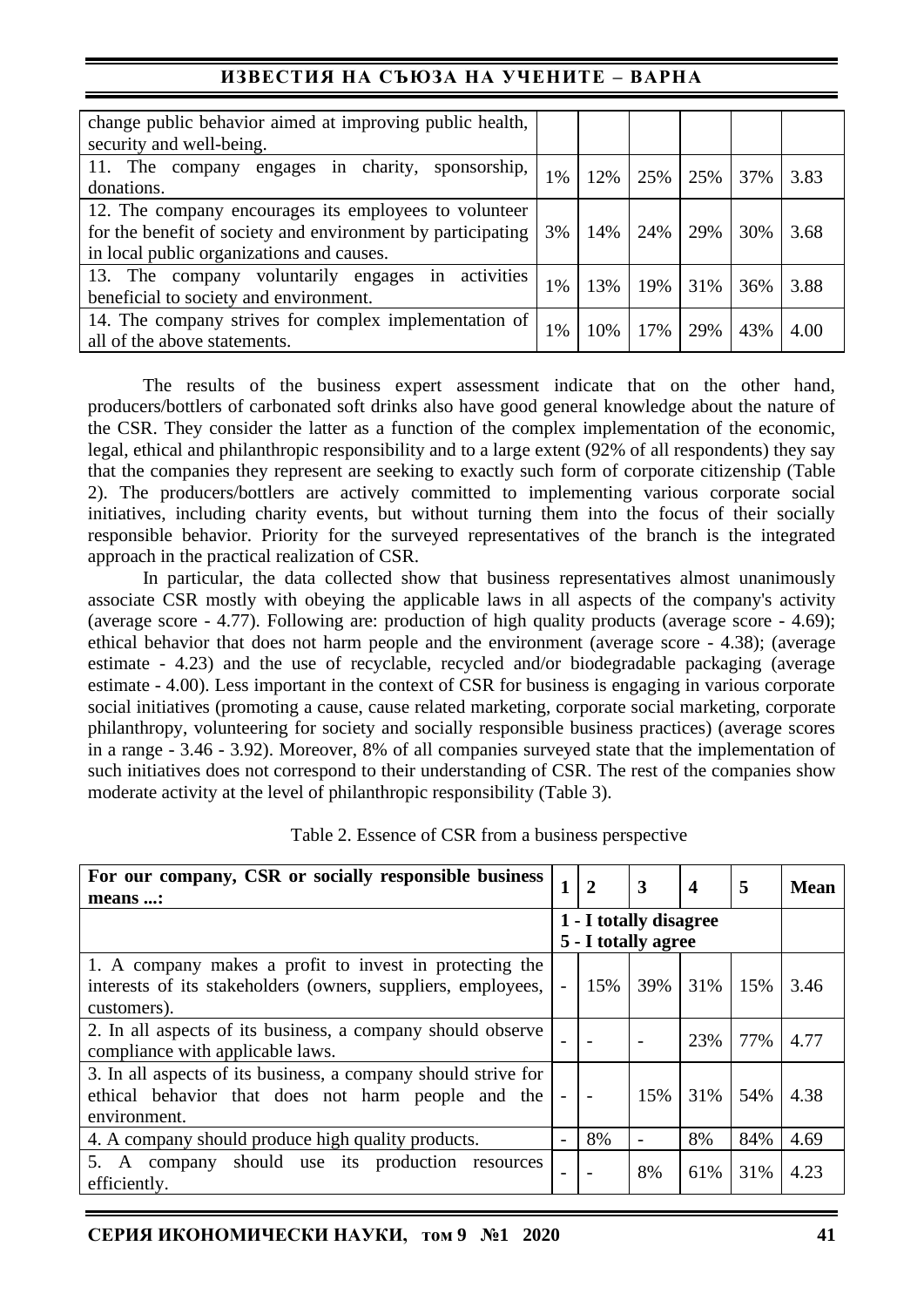| | | | | | | |
|---|---|---|---|---|---|---|
| change public behavior aimed at improving public health, security and well-being. | | | | | | |
| 11. The company engages in charity, sponsorship, donations. | 1% | 12% | 25% | 25% | 37% | 3.83 |
| 12. The company encourages its employees to volunteer for the benefit of society and environment by participating in local public organizations and causes. | 3% | 14% | 24% | 29% | 30% | 3.68 |
| 13. The company voluntarily engages in activities beneficial to society and environment. | 1% | 13% | 19% | 31% | 36% | 3.88 |
| 14. The company strives for complex implementation of all of the above statements. | 1% | 10% | 17% | 29% | 43% | 4.00 |

The results of the business expert assessment indicate that on the other hand, producers/bottlers of carbonated soft drinks also have good general knowledge about the nature of the CSR. They consider the latter as a function of the complex implementation of the economic, legal, ethical and philanthropic responsibility and to a large extent (92% of all respondents) they say that the companies they represent are seeking to exactly such form of corporate citizenship (Table 2). The producers/bottlers are actively committed to implementing various corporate social initiatives, including charity events, but without turning them into the focus of their socially responsible behavior. Priority for the surveyed representatives of the branch is the integrated approach in the practical realization of CSR.

In particular, the data collected show that business representatives almost unanimously associate CSR mostly with obeying the applicable laws in all aspects of the company's activity (average score - 4.77). Following are: production of high quality products (average score - 4.69); ethical behavior that does not harm people and the environment (average score - 4.38); (average estimate - 4.23) and the use of recyclable, recycled and/or biodegradable packaging (average estimate - 4.00). Less important in the context of CSR for business is engaging in various corporate social initiatives (promoting a cause, cause related marketing, corporate social marketing, corporate philanthropy, volunteering for society and socially responsible business practices) (average scores in a range - 3.46 - 3.92). Moreover, 8% of all companies surveyed state that the implementation of such initiatives does not correspond to their understanding of CSR. The rest of the companies show moderate activity at the level of philanthropic responsibility (Table 3).

Table 2. Essence of CSR from a business perspective

| **For our company, CSR or socially responsible business means ...:** | **1** | **2** | **3** | **4** | **5** | **Mean** |
|---|---|---|---|---|---|---|
| | **1 - I totally disagree 5 - I totally agree** | | | | | |
| 1. A company makes a profit to invest in protecting the interests of its stakeholders (owners, suppliers, employees, customers). | - | 15% | 39% | 31% | 15% | 3.46 |
| 2. In all aspects of its business, a company should observe compliance with applicable laws. | - | - | - | 23% | 77% | 4.77 |
| 3. In all aspects of its business, a company should strive for ethical behavior that does not harm people and the environment. | - | - | 15% | 31% | 54% | 4.38 |
| 4. A company should produce high quality products. | - | 8% | - | 8% | 84% | 4.69 |
| 5. A company should use its production resources efficiently. | - | - | 8% | 61% | 31% | 4.23 |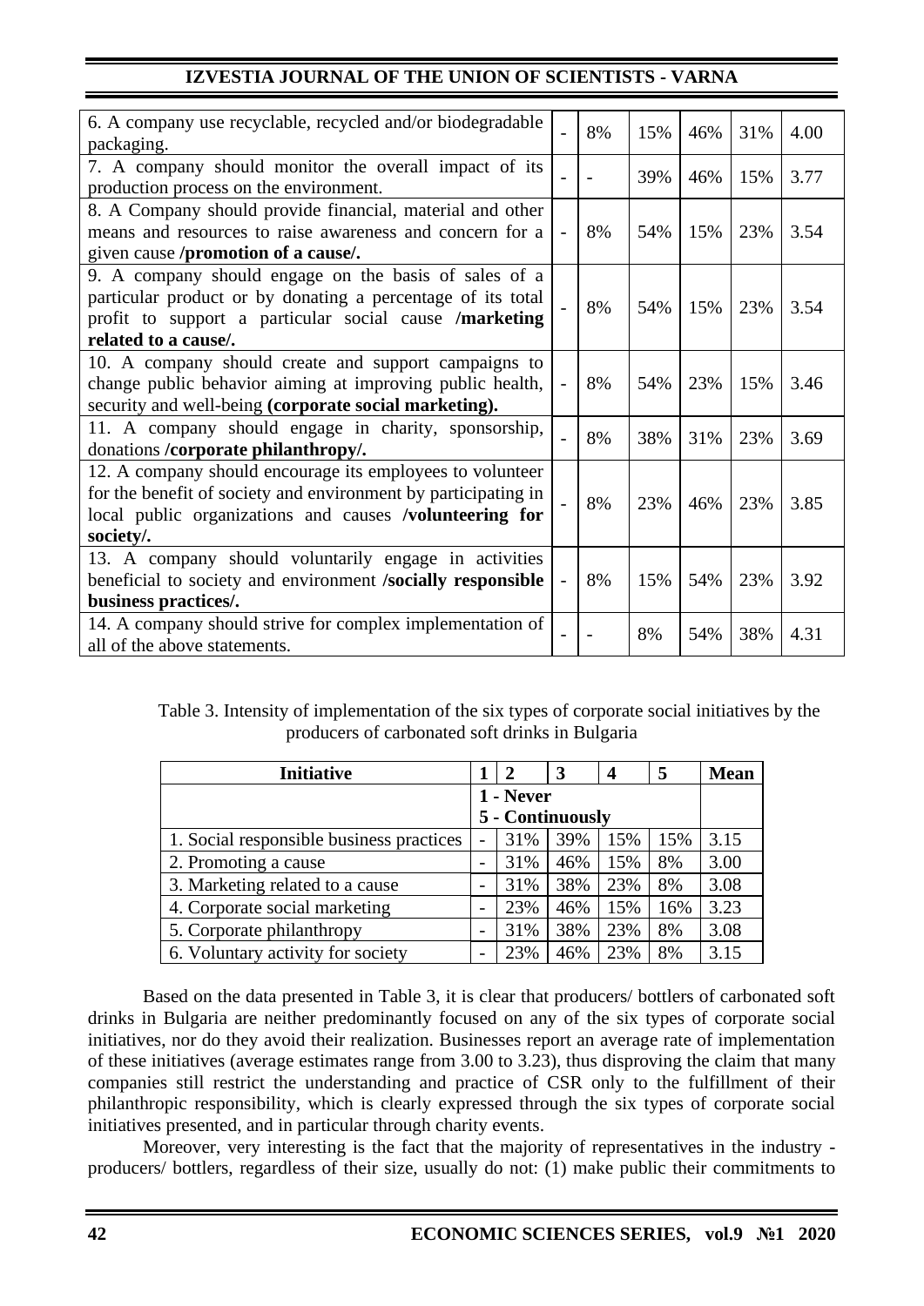| | | | | | | |
|---|---|---|---|---|---|---|
| 6. A company use recyclable, recycled and/or biodegradable packaging. | - | 8% | 15% | 46% | 31% | 4.00 |
| 7. A company should monitor the overall impact of its production process on the environment. | - | - | 39% | 46% | 15% | 3.77 |
| 8. A Company should provide financial, material and other means and resources to raise awareness and concern for a given cause **/promotion of a cause/.** | - | 8% | 54% | 15% | 23% | 3.54 |
| 9. A company should engage on the basis of sales of a particular product or by donating a percentage of its total profit to support a particular social cause **/marketing related to a cause/.** | - | 8% | 54% | 15% | 23% | 3.54 |
| 10. A company should create and support campaigns to change public behavior aiming at improving public health, security and well-being **(corporate social marketing).** | - | 8% | 54% | 23% | 15% | 3.46 |
| 11. A company should engage in charity, sponsorship, donations **/corporate philanthropy/.** | - | 8% | 38% | 31% | 23% | 3.69 |
| 12. A company should encourage its employees to volunteer for the benefit of society and environment by participating in local public organizations and causes **/volunteering for society/.** | - | 8% | 23% | 46% | 23% | 3.85 |
| 13. A company should voluntarily engage in activities beneficial to society and environment **/socially responsible business practices/.** | - | 8% | 15% | 54% | 23% | 3.92 |
| 14. A company should strive for complex implementation of all of the above statements. | - | - | 8% | 54% | 38% | 4.31 |

Table 3. Intensity of implementation of the six types of corporate social initiatives by the producers of carbonated soft drinks in Bulgaria

| **Initiative** | **1** | **2** | **3** | **4** | **5** | **Mean** |
|---|---|---|---|---|---|---|
| | **1 - Never 5 - Continuously** | | | | | |
| 1. Social responsible business practices | - | 31% | 39% | 15% | 15% | 3.15 |
| 2. Promoting a cause | - | 31% | 46% | 15% | 8% | 3.00 |
| 3. Marketing related to a cause | - | 31% | 38% | 23% | 8% | 3.08 |
| 4. Corporate social marketing | - | 23% | 46% | 15% | 16% | 3.23 |
| 5. Corporate philanthropy | - | 31% | 38% | 23% | 8% | 3.08 |
| 6. Voluntary activity for society | - | 23% | 46% | 23% | 8% | 3.15 |

Based on the data presented in Table 3, it is clear that producers/ bottlers of carbonated soft drinks in Bulgaria are neither predominantly focused on any of the six types of corporate social initiatives, nor do they avoid their realization. Businesses report an average rate of implementation of these initiatives (average estimates range from 3.00 to 3.23), thus disproving the claim that many companies still restrict the understanding and practice of CSR only to the fulfillment of their philanthropic responsibility, which is clearly expressed through the six types of corporate social initiatives presented, and in particular through charity events.

Moreover, very interesting is the fact that the majority of representatives in the industry - producers/ bottlers, regardless of their size, usually do not: (1) make public their commitments to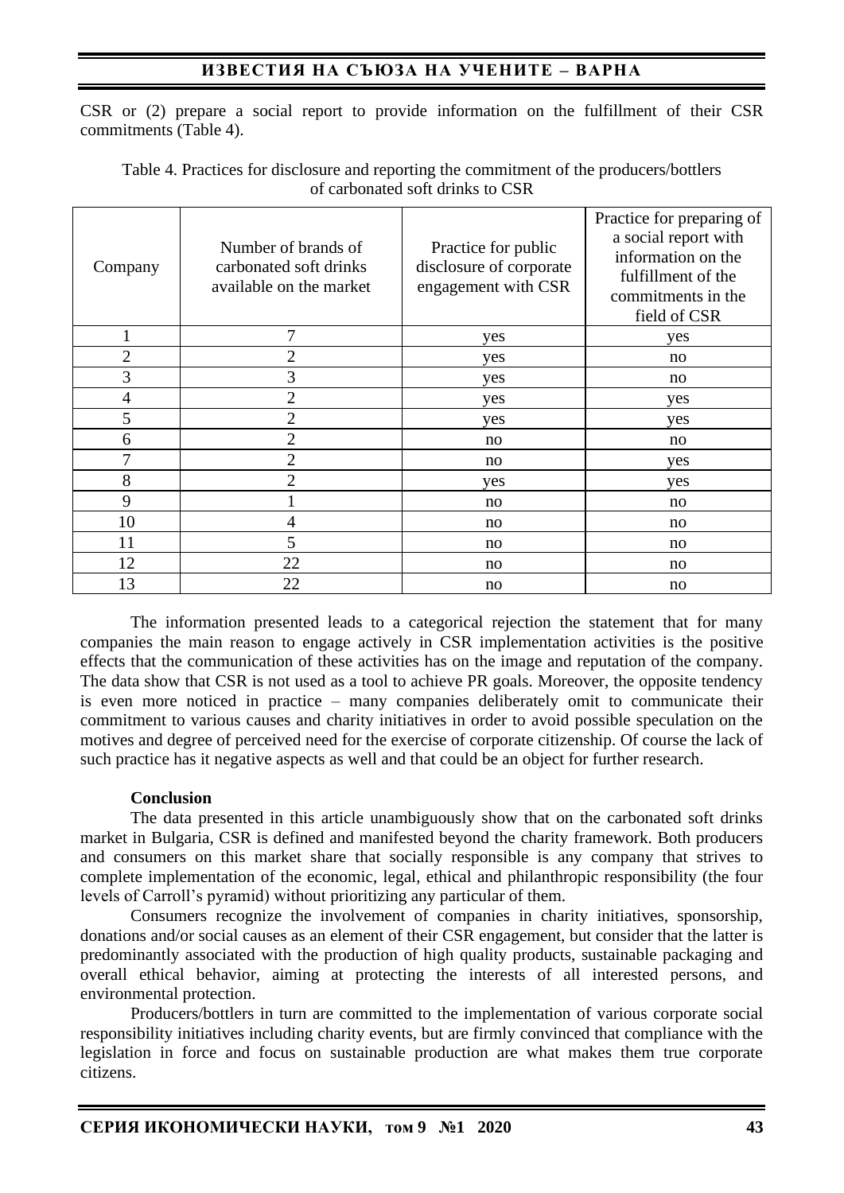CSR or (2) prepare a social report to provide information on the fulfillment of their CSR commitments (Table 4).

Table 4. Practices for disclosure and reporting the commitment of the producers/bottlers of carbonated soft drinks to CSR

| Company | Number of brands of carbonated soft drinks available on the market | Practice for public disclosure of corporate engagement with CSR | Practice for preparing of a social report with information on the fulfillment of the commitments in the field of CSR |
|---|---|---|---|
| 1 | 7 | yes | yes |
| 2 | 2 | yes | no |
| 3 | 3 | yes | no |
| 4 | 2 | yes | yes |
| 5 | 2 | yes | yes |
| 6 | 2 | no | no |
| 7 | 2 | no | yes |
| 8 | 2 | yes | yes |
| 9 | 1 | no | no |
| 10 | 4 | no | no |
| 11 | 5 | no | no |
| 12 | 22 | no | no |
| 13 | 22 | no | no |

The information presented leads to a categorical rejection the statement that for many companies the main reason to engage actively in CSR implementation activities is the positive effects that the communication of these activities has on the image and reputation of the company. The data show that CSR is not used as a tool to achieve PR goals. Moreover, the opposite tendency is even more noticed in practice – many companies deliberately omit to communicate their commitment to various causes and charity initiatives in order to avoid possible speculation on the motives and degree of perceived need for the exercise of corporate citizenship. Of course the lack of such practice has it negative aspects as well and that could be an object for further research.

**Conclusion**

The data presented in this article unambiguously show that on the carbonated soft drinks market in Bulgaria, CSR is defined and manifested beyond the charity framework. Both producers and consumers on this market share that socially responsible is any company that strives to complete implementation of the economic, legal, ethical and philanthropic responsibility (the four levels of Carroll's pyramid) without prioritizing any particular of them.

Consumers recognize the involvement of companies in charity initiatives, sponsorship, donations and/or social causes as an element of their CSR engagement, but consider that the latter is predominantly associated with the production of high quality products, sustainable packaging and overall ethical behavior, aiming at protecting the interests of all interested persons, and environmental protection.

Producers/bottlers in turn are committed to the implementation of various corporate social responsibility initiatives including charity events, but are firmly convinced that compliance with the legislation in force and focus on sustainable production are what makes them true corporate citizens.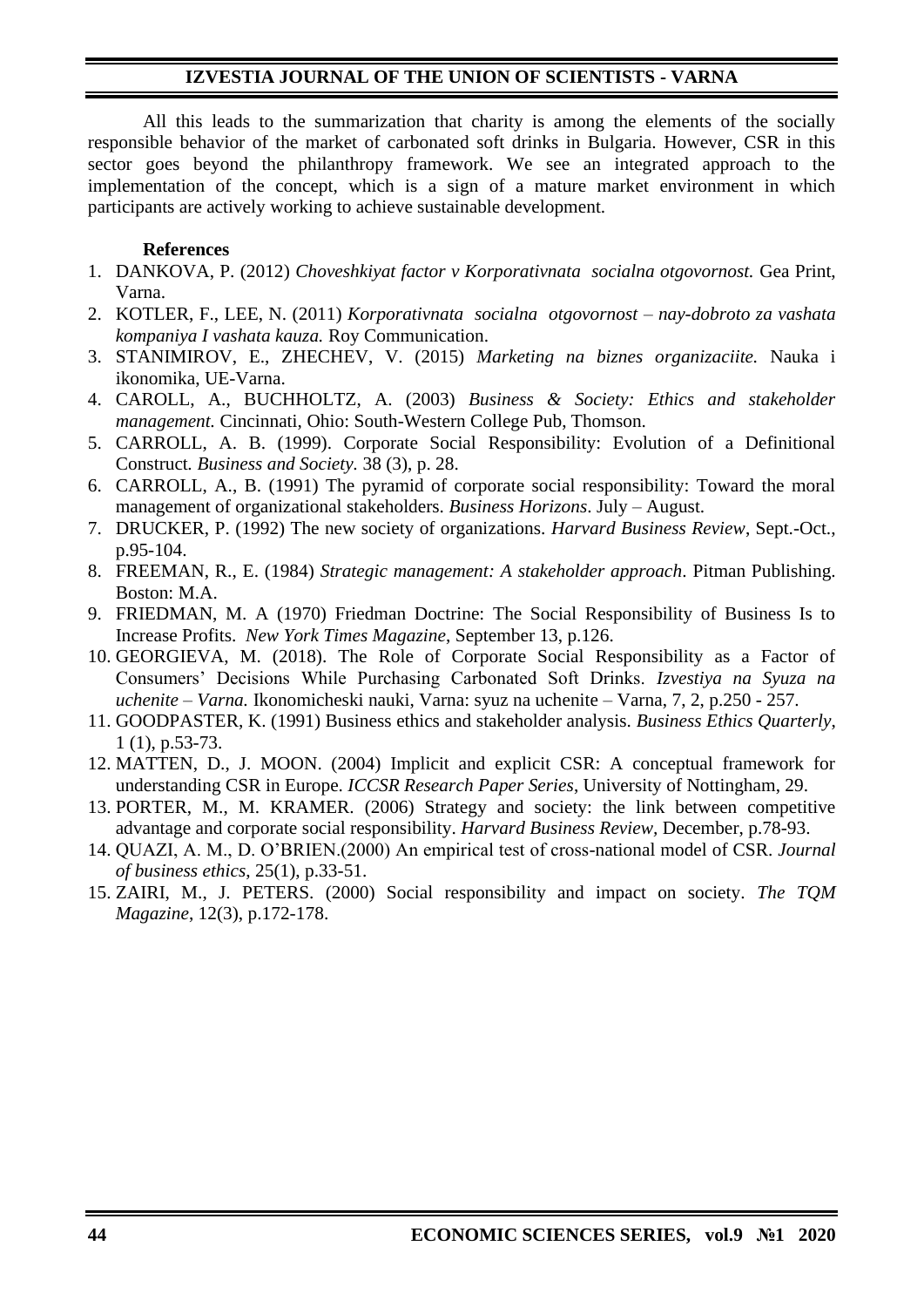All this leads to the summarization that charity is among the elements of the socially responsible behavior of the market of carbonated soft drinks in Bulgaria. However, CSR in this sector goes beyond the philanthropy framework. We see an integrated approach to the implementation of the concept, which is a sign of a mature market environment in which participants are actively working to achieve sustainable development.

**References**

1. DANKOVA, P. (2012) *Choveshkiyat factor v Korporativnata socialna otgovornost.* Gea Print, Varna.
2. KOTLER, F., LEE, N. (2011) *Korporativnata socialna otgovornost – nay-dobroto za vashata kompaniya I vashata kauza.* Roy Communication.
3. STANIMIROV, E., ZHECHEV, V. (2015) *Marketing na biznes organizaciite.* Nauka i ikonomika, UE-Varna.
4. CAROLL, A., BUCHHOLTZ, A. (2003) *Business & Society: Ethics and stakeholder management.* Cincinnati, Ohio: South-Western College Pub, Thomson.
5. CARROLL, A. B. (1999). Corporate Social Responsibility: Evolution of a Definitional Construct. *Business and Society.* 38 (3), p. 28.
6. CARROLL, A., B. (1991) The pyramid of corporate social responsibility: Toward the moral management of organizational stakeholders. *Business Horizons*. July – August.
7. DRUCKER, P. (1992) The new society of organizations. *Harvard Business Review*, Sept.-Oct., p.95-104.
8. FREEMAN, R., E. (1984) *Strategic management: A stakeholder approach*. Pitman Publishing. Boston: M.A.
9. FRIEDMAN, M. A (1970) Friedman Doctrine: The Social Responsibility of Business Is to Increase Profits. *New York Times Magazine*, September 13, p.126.
10. GEORGIEVA, M. (2018). The Role of Corporate Social Responsibility as a Factor of Consumers' Decisions While Purchasing Carbonated Soft Drinks. *Izvestiya na Syuza na uchenite – Varna.* Ikonomicheski nauki, Varna: syuz na uchenite – Varna, 7, 2, p.250 - 257.
11. GOODPASTER, K. (1991) Business ethics and stakeholder analysis. *Business Ethics Quarterly*, 1 (1), p.53-73.
12. MATTEN, D., J. MOON. (2004) Implicit and explicit CSR: A conceptual framework for understanding CSR in Europe. *ICCSR Research Paper Series*, University of Nottingham, 29.
13. PORTER, M., M. KRAMER. (2006) Strategy and society: the link between competitive advantage and corporate social responsibility. *Harvard Business Review*, December, p.78-93.
14. QUAZI, A. M., D. O'BRIEN.(2000) An empirical test of cross-national model of CSR. *Journal of business ethics*, 25(1), p.33-51.
15. ZAIRI, M., J. PETERS. (2000) Social responsibility and impact on society. *The TQM Magazine*, 12(3), p.172-178.